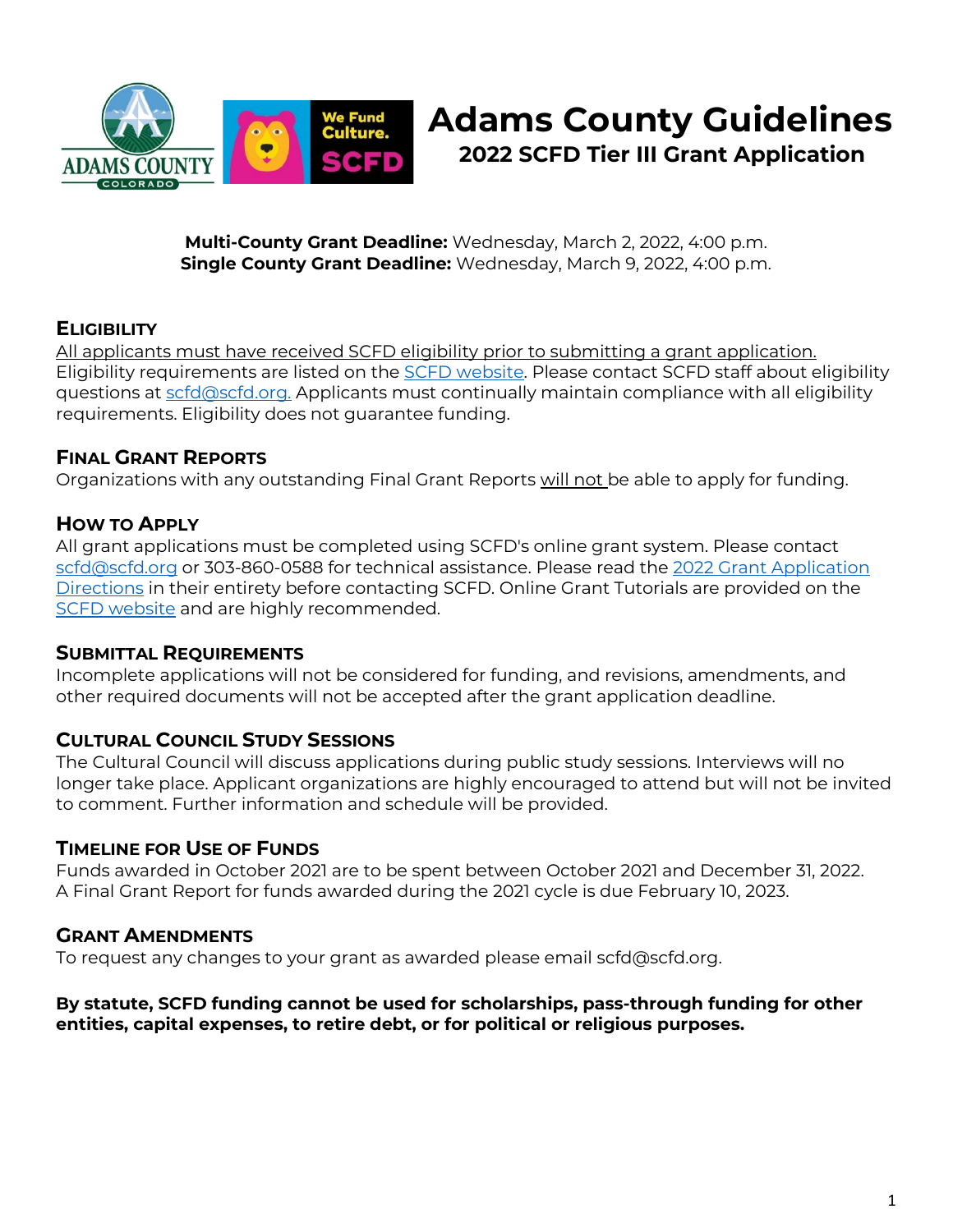# Adams County Guidelines

## 2022 SCFD Tier III Grant Application

**Multi-County Grant Deadline:** Wednesday, March 2, 2022, 4:00 p.m.
**Single County Grant Deadline:** Wednesday, March 9, 2022, 4:00 p.m.

### Eligibility

All applicants must have received SCFD eligibility prior to submitting a grant application. Eligibility requirements are listed on the SCFD website. Please contact SCFD staff about eligibility questions at scfd@scfd.org. Applicants must continually maintain compliance with all eligibility requirements. Eligibility does not guarantee funding.

### Final Grant Reports

Organizations with any outstanding Final Grant Reports will not be able to apply for funding.

### How to Apply

All grant applications must be completed using SCFD's online grant system. Please contact scfd@scfd.org or 303-860-0588 for technical assistance. Please read the 2022 Grant Application Directions in their entirety before contacting SCFD. Online Grant Tutorials are provided on the SCFD website and are highly recommended.

### Submittal Requirements

Incomplete applications will not be considered for funding, and revisions, amendments, and other required documents will not be accepted after the grant application deadline.

### Cultural Council Study Sessions

The Cultural Council will discuss applications during public study sessions. Interviews will no longer take place. Applicant organizations are highly encouraged to attend but will not be invited to comment. Further information and schedule will be provided.

### Timeline for Use of Funds

Funds awarded in October 2021 are to be spent between October 2021 and December 31, 2022. A Final Grant Report for funds awarded during the 2021 cycle is due February 10, 2023.

### Grant Amendments

To request any changes to your grant as awarded please email scfd@scfd.org.

**By statute, SCFD funding cannot be used for scholarships, pass-through funding for other entities, capital expenses, to retire debt, or for political or religious purposes.**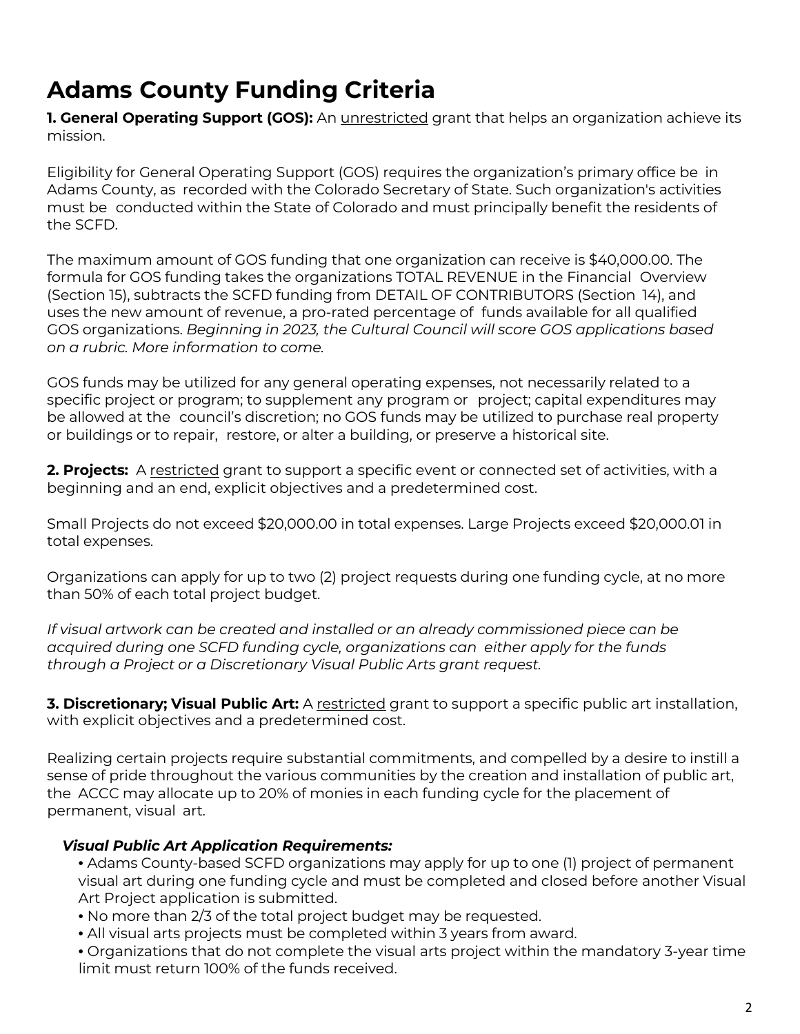# Adams County Funding Criteria

**1. General Operating Support (GOS):** An <u>unrestricted</u> grant that helps an organization achieve its mission.

Eligibility for General Operating Support (GOS) requires the organization's primary office be in Adams County, as recorded with the Colorado Secretary of State. Such organization's activities must be conducted within the State of Colorado and must principally benefit the residents of the SCFD.

The maximum amount of GOS funding that one organization can receive is $40,000.00. The formula for GOS funding takes the organizations TOTAL REVENUE in the Financial Overview (Section 15), subtracts the SCFD funding from DETAIL OF CONTRIBUTORS (Section 14), and uses the new amount of revenue, a pro-rated percentage of funds available for all qualified GOS organizations. *Beginning in 2023, the Cultural Council will score GOS applications based on a rubric. More information to come.*

GOS funds may be utilized for any general operating expenses, not necessarily related to a specific project or program; to supplement any program or project; capital expenditures may be allowed at the council's discretion; no GOS funds may be utilized to purchase real property or buildings or to repair, restore, or alter a building, or preserve a historical site.

**2. Projects:** A <u>restricted</u> grant to support a specific event or connected set of activities, with a beginning and an end, explicit objectives and a predetermined cost.

Small Projects do not exceed $20,000.00 in total expenses. Large Projects exceed $20,000.01 in total expenses.

Organizations can apply for up to two (2) project requests during one funding cycle, at no more than 50% of each total project budget.

*If visual artwork can be created and installed or an already commissioned piece can be acquired during one SCFD funding cycle, organizations can either apply for the funds through a Project or a Discretionary Visual Public Arts grant request.*

**3. Discretionary; Visual Public Art:** A <u>restricted</u> grant to support a specific public art installation, with explicit objectives and a predetermined cost.

Realizing certain projects require substantial commitments, and compelled by a desire to instill a sense of pride throughout the various communities by the creation and installation of public art, the ACCC may allocate up to 20% of monies in each funding cycle for the placement of permanent, visual art.

***Visual Public Art Application Requirements:***

- Adams County-based SCFD organizations may apply for up to one (1) project of permanent visual art during one funding cycle and must be completed and closed before another Visual Art Project application is submitted.
- No more than 2/3 of the total project budget may be requested.
- All visual arts projects must be completed within 3 years from award.
- Organizations that do not complete the visual arts project within the mandatory 3-year time limit must return 100% of the funds received.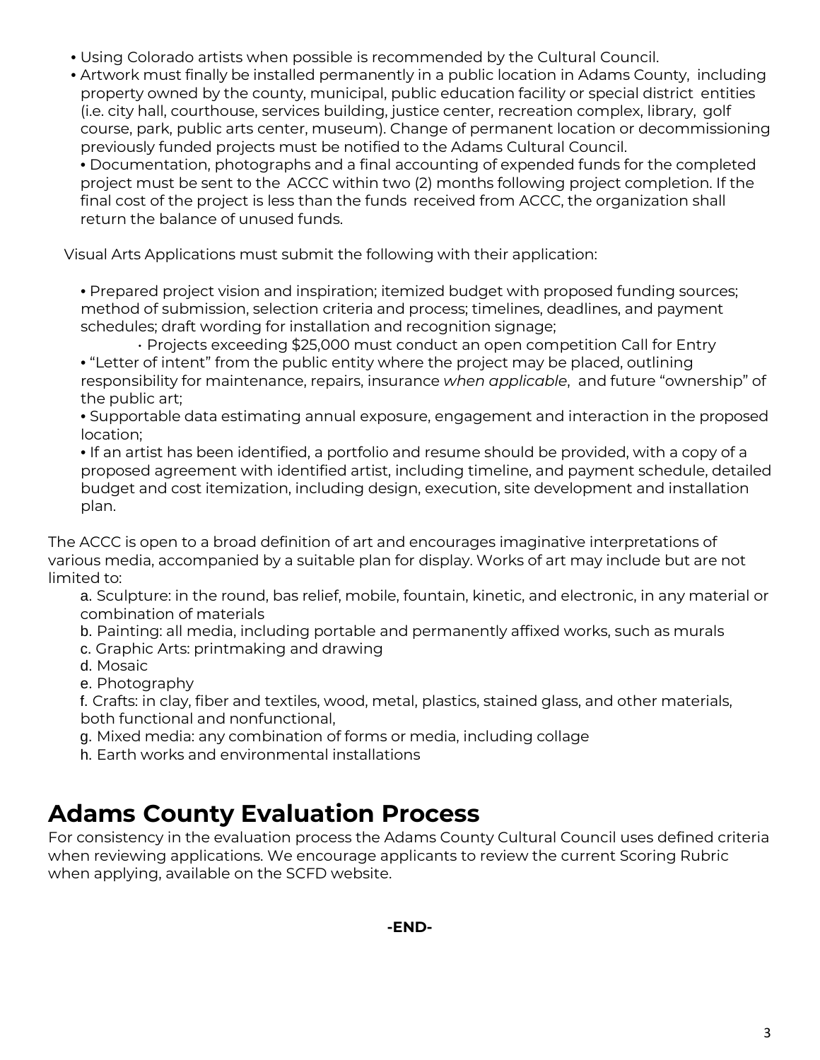- Using Colorado artists when possible is recommended by the Cultural Council.
- Artwork must finally be installed permanently in a public location in Adams County, including property owned by the county, municipal, public education facility or special district entities (i.e. city hall, courthouse, services building, justice center, recreation complex, library, golf course, park, public arts center, museum). Change of permanent location or decommissioning previously funded projects must be notified to the Adams Cultural Council.
- Documentation, photographs and a final accounting of expended funds for the completed project must be sent to the ACCC within two (2) months following project completion. If the final cost of the project is less than the funds received from ACCC, the organization shall return the balance of unused funds.

Visual Arts Applications must submit the following with their application:

- Prepared project vision and inspiration; itemized budget with proposed funding sources; method of submission, selection criteria and process; timelines, deadlines, and payment schedules; draft wording for installation and recognition signage;
    - Projects exceeding $25,000 must conduct an open competition Call for Entry
- "Letter of intent" from the public entity where the project may be placed, outlining responsibility for maintenance, repairs, insurance *when applicable*, and future "ownership" of the public art;
- Supportable data estimating annual exposure, engagement and interaction in the proposed location;
- If an artist has been identified, a portfolio and resume should be provided, with a copy of a proposed agreement with identified artist, including timeline, and payment schedule, detailed budget and cost itemization, including design, execution, site development and installation plan.

The ACCC is open to a broad definition of art and encourages imaginative interpretations of various media, accompanied by a suitable plan for display. Works of art may include but are not limited to:

a. Sculpture: in the round, bas relief, mobile, fountain, kinetic, and electronic, in any material or combination of materials
b. Painting: all media, including portable and permanently affixed works, such as murals
c. Graphic Arts: printmaking and drawing
d. Mosaic
e. Photography
f. Crafts: in clay, fiber and textiles, wood, metal, plastics, stained glass, and other materials, both functional and nonfunctional,
g. Mixed media: any combination of forms or media, including collage
h. Earth works and environmental installations

# Adams County Evaluation Process

For consistency in the evaluation process the Adams County Cultural Council uses defined criteria when reviewing applications. We encourage applicants to review the current Scoring Rubric when applying, available on the SCFD website.

**-END-**